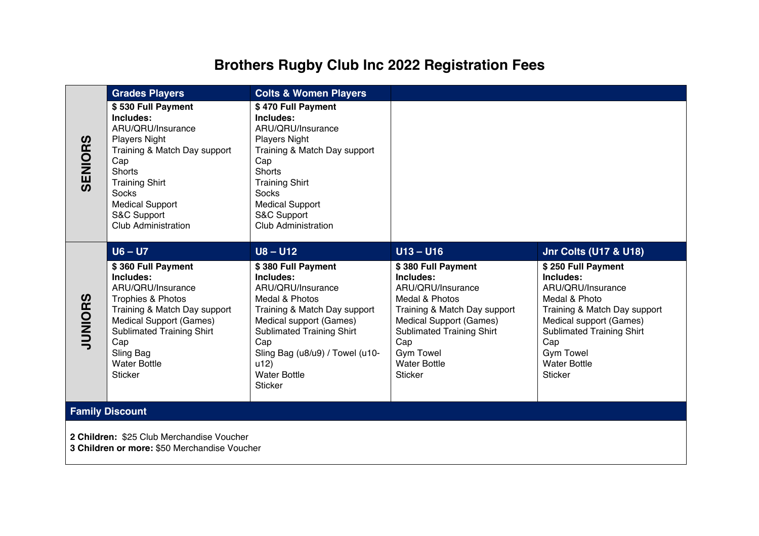# Brothers Rugby Club Inc 2022 Registration Fees

| | Grades Players | Colts & Women Players | | |
|---|---|---|---|---|
| **SENIORS** | **$ 530 Full Payment**<br>**Includes:**<br>ARU/QRU/Insurance<br>Players Night<br>Training & Match Day support<br>Cap<br>Shorts<br>Training Shirt<br>Socks<br>Medical Support<br>S&C Support<br>Club Administration | **$ 470 Full Payment**<br>**Includes:**<br>ARU/QRU/Insurance<br>Players Night<br>Training & Match Day support<br>Cap<br>Shorts<br>Training Shirt<br>Socks<br>Medical Support<br>S&C Support<br>Club Administration | | |
| | **U6 – U7** | **U8 – U12** | **U13 – U16** | **Jnr Colts (U17 & U18)** |
| **JUNIORS** | **$ 360 Full Payment**<br>**Includes:**<br>ARU/QRU/Insurance<br>Trophies & Photos<br>Training & Match Day support<br>Medical Support (Games)<br>Sublimated Training Shirt<br>Cap<br>Sling Bag<br>Water Bottle<br>Sticker | **$ 380 Full Payment**<br>**Includes:**<br>ARU/QRU/Insurance<br>Medal & Photos<br>Training & Match Day support<br>Medical support (Games)<br>Sublimated Training Shirt<br>Cap<br>Sling Bag (u8/u9) / Towel (u10-u12)<br>Water Bottle<br>Sticker | **$ 380 Full Payment**<br>**Includes:**<br>ARU/QRU/Insurance<br>Medal & Photos<br>Training & Match Day support<br>Medical Support (Games)<br>Sublimated Training Shirt<br>Cap<br>Gym Towel<br>Water Bottle<br>Sticker | **$ 250 Full Payment**<br>**Includes:**<br>ARU/QRU/Insurance<br>Medal & Photo<br>Training & Match Day support<br>Medical support (Games)<br>Sublimated Training Shirt<br>Cap<br>Gym Towel<br>Water Bottle<br>Sticker |

## Family Discount

**2 Children:** $25 Club Merchandise Voucher
**3 Children or more:** $50 Merchandise Voucher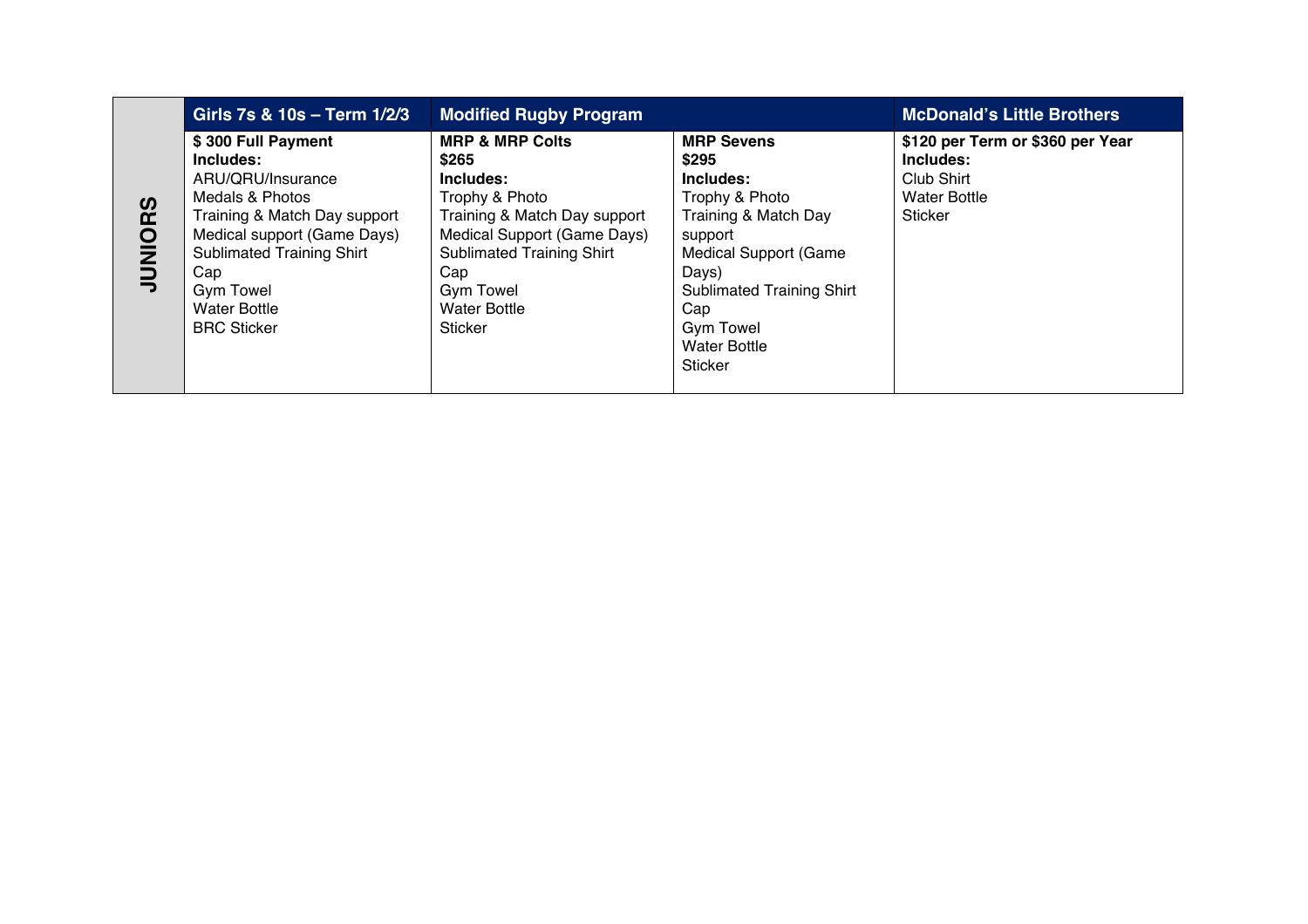| JUNIORS | Girls 7s & 10s – Term 1/2/3 | Modified Rugby Program | | McDonald's Little Brothers |
|---|---|---|---|---|
| | **$ 300 Full Payment**<br>**Includes:**<br>ARU/QRU/Insurance<br>Medals & Photos<br>Training & Match Day support<br>Medical support (Game Days)<br>Sublimated Training Shirt<br>Cap<br>Gym Towel<br>Water Bottle<br>BRC Sticker | **MRP & MRP Colts**<br>**$265**<br>**Includes:**<br>Trophy & Photo<br>Training & Match Day support<br>Medical Support (Game Days)<br>Sublimated Training Shirt<br>Cap<br>Gym Towel<br>Water Bottle<br>Sticker | **MRP Sevens**<br>**$295**<br>**Includes:**<br>Trophy & Photo<br>Training & Match Day support<br>Medical Support (Game Days)<br>Sublimated Training Shirt<br>Cap<br>Gym Towel<br>Water Bottle<br>Sticker | **$120 per Term or $360 per Year**<br>**Includes:**<br>Club Shirt<br>Water Bottle<br>Sticker |